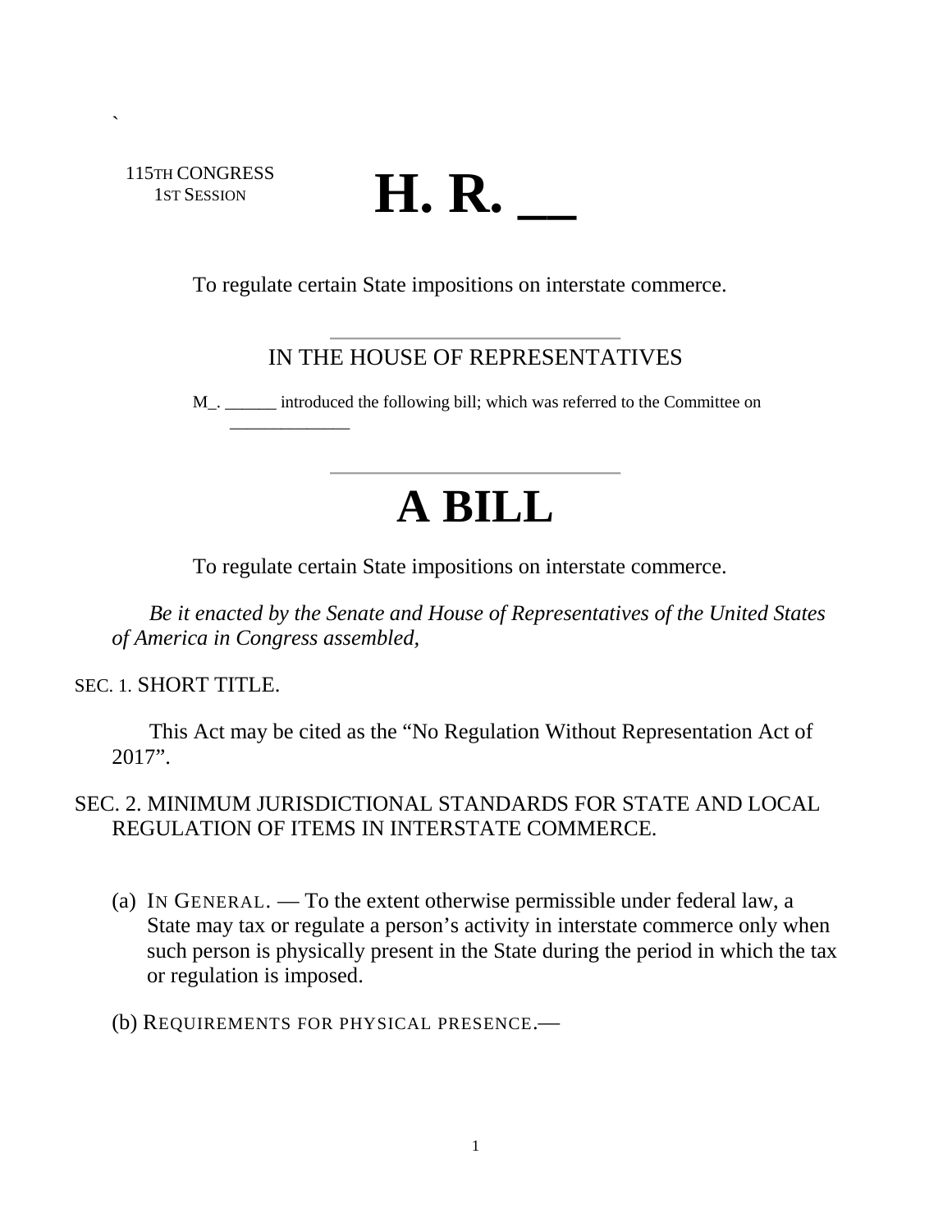\`

115TH CONGRESS
1ST SESSION

# H. R. __

To regulate certain State impositions on interstate commerce.

---

IN THE HOUSE OF REPRESENTATIVES

M_. ______ introduced the following bill; which was referred to the Committee on ______________

---

# A BILL

To regulate certain State impositions on interstate commerce.

*Be it enacted by the Senate and House of Representatives of the United States of America in Congress assembled,*

SEC. 1. SHORT TITLE.

This Act may be cited as the "No Regulation Without Representation Act of 2017".

SEC. 2. MINIMUM JURISDICTIONAL STANDARDS FOR STATE AND LOCAL REGULATION OF ITEMS IN INTERSTATE COMMERCE.

(a) IN GENERAL. — To the extent otherwise permissible under federal law, a State may tax or regulate a person's activity in interstate commerce only when such person is physically present in the State during the period in which the tax or regulation is imposed.

(b) REQUIREMENTS FOR PHYSICAL PRESENCE.—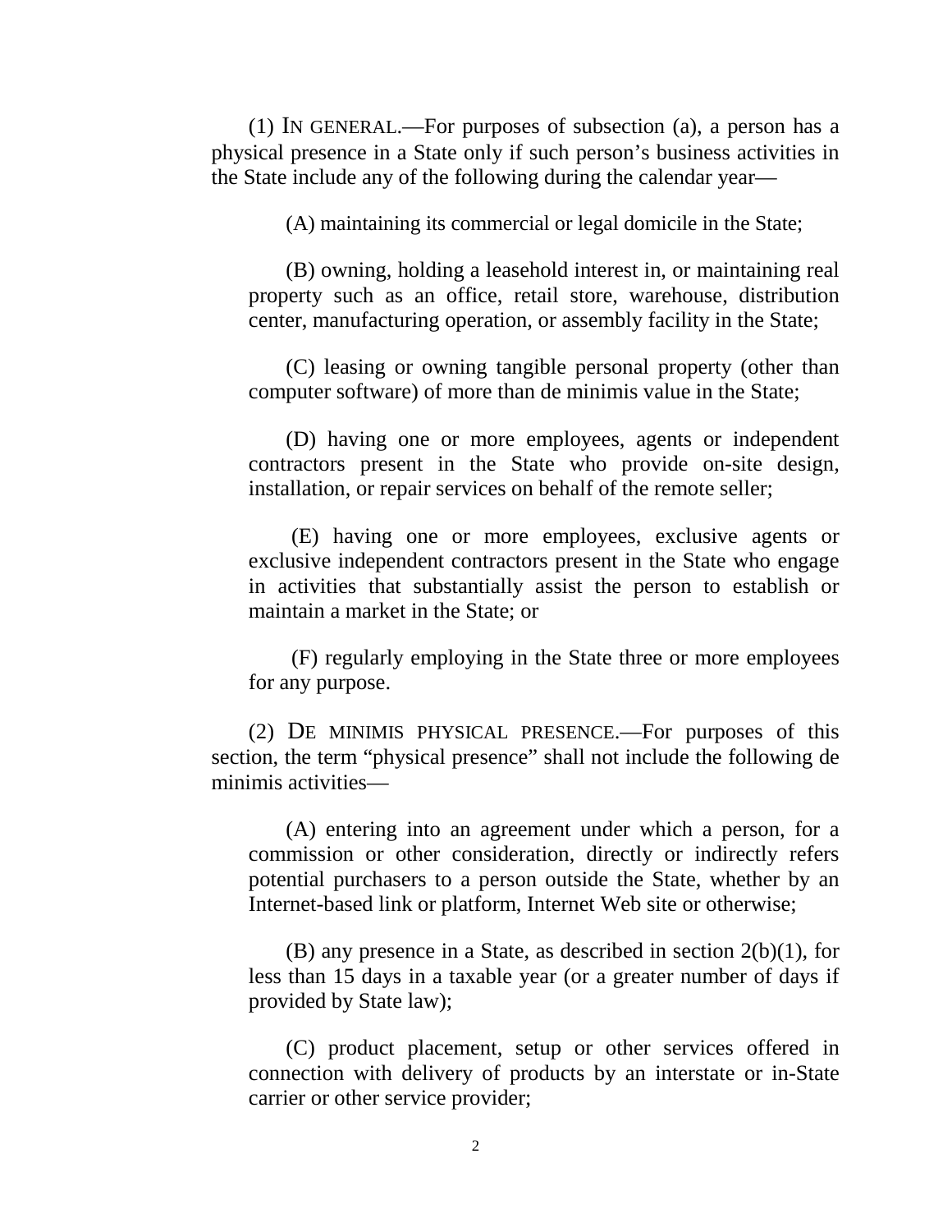(1) IN GENERAL.—For purposes of subsection (a), a person has a physical presence in a State only if such person's business activities in the State include any of the following during the calendar year—

(A) maintaining its commercial or legal domicile in the State;

(B) owning, holding a leasehold interest in, or maintaining real property such as an office, retail store, warehouse, distribution center, manufacturing operation, or assembly facility in the State;

(C) leasing or owning tangible personal property (other than computer software) of more than de minimis value in the State;

(D) having one or more employees, agents or independent contractors present in the State who provide on-site design, installation, or repair services on behalf of the remote seller;

(E) having one or more employees, exclusive agents or exclusive independent contractors present in the State who engage in activities that substantially assist the person to establish or maintain a market in the State; or

(F) regularly employing in the State three or more employees for any purpose.

(2) DE MINIMIS PHYSICAL PRESENCE.—For purposes of this section, the term "physical presence" shall not include the following de minimis activities—

(A) entering into an agreement under which a person, for a commission or other consideration, directly or indirectly refers potential purchasers to a person outside the State, whether by an Internet-based link or platform, Internet Web site or otherwise;

(B) any presence in a State, as described in section 2(b)(1), for less than 15 days in a taxable year (or a greater number of days if provided by State law);

(C) product placement, setup or other services offered in connection with delivery of products by an interstate or in-State carrier or other service provider;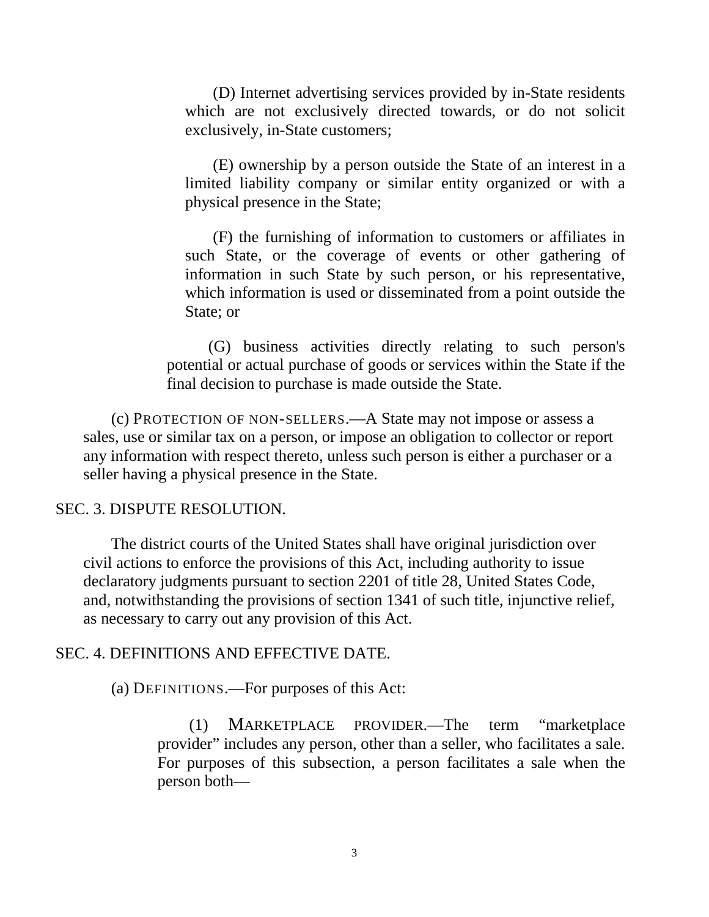(D) Internet advertising services provided by in-State residents which are not exclusively directed towards, or do not solicit exclusively, in-State customers;

(E) ownership by a person outside the State of an interest in a limited liability company or similar entity organized or with a physical presence in the State;

(F) the furnishing of information to customers or affiliates in such State, or the coverage of events or other gathering of information in such State by such person, or his representative, which information is used or disseminated from a point outside the State; or

(G) business activities directly relating to such person's potential or actual purchase of goods or services within the State if the final decision to purchase is made outside the State.

(c) PROTECTION OF NON-SELLERS.—A State may not impose or assess a sales, use or similar tax on a person, or impose an obligation to collector or report any information with respect thereto, unless such person is either a purchaser or a seller having a physical presence in the State.

## SEC. 3. DISPUTE RESOLUTION.

The district courts of the United States shall have original jurisdiction over civil actions to enforce the provisions of this Act, including authority to issue declaratory judgments pursuant to section 2201 of title 28, United States Code, and, notwithstanding the provisions of section 1341 of such title, injunctive relief, as necessary to carry out any provision of this Act.

## SEC. 4. DEFINITIONS AND EFFECTIVE DATE.

(a) DEFINITIONS.—For purposes of this Act:

(1) MARKETPLACE PROVIDER.—The term "marketplace provider" includes any person, other than a seller, who facilitates a sale. For purposes of this subsection, a person facilitates a sale when the person both—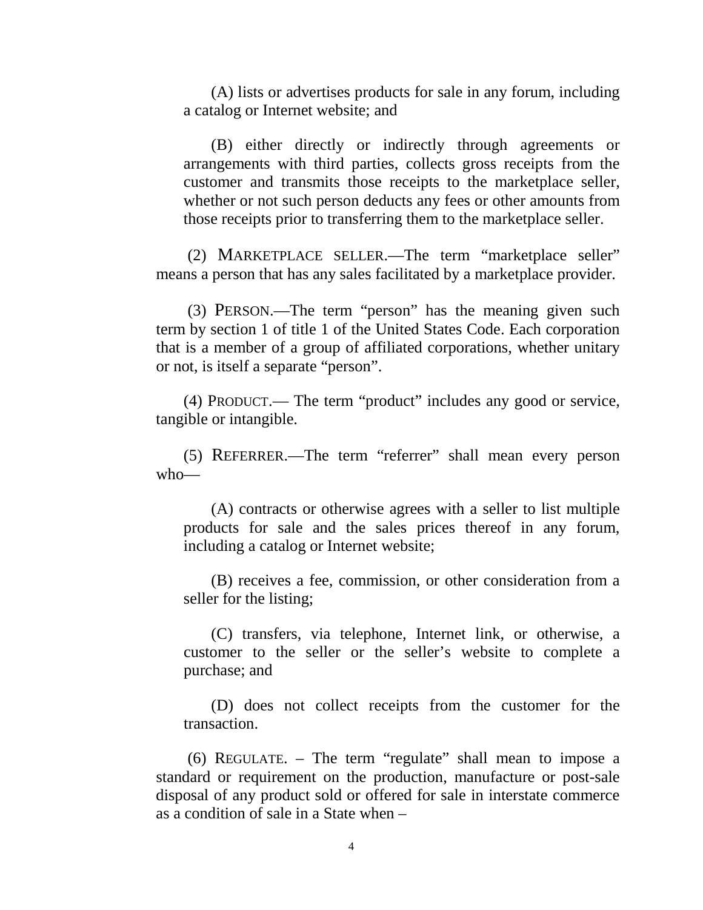(A) lists or advertises products for sale in any forum, including a catalog or Internet website; and

(B) either directly or indirectly through agreements or arrangements with third parties, collects gross receipts from the customer and transmits those receipts to the marketplace seller, whether or not such person deducts any fees or other amounts from those receipts prior to transferring them to the marketplace seller.

(2) MARKETPLACE SELLER.—The term “marketplace seller” means a person that has any sales facilitated by a marketplace provider.

(3) PERSON.—The term “person” has the meaning given such term by section 1 of title 1 of the United States Code. Each corporation that is a member of a group of affiliated corporations, whether unitary or not, is itself a separate “person”.

(4) PRODUCT.— The term “product” includes any good or service, tangible or intangible.

(5) REFERRER.—The term “referrer” shall mean every person who—

(A) contracts or otherwise agrees with a seller to list multiple products for sale and the sales prices thereof in any forum, including a catalog or Internet website;

(B) receives a fee, commission, or other consideration from a seller for the listing;

(C) transfers, via telephone, Internet link, or otherwise, a customer to the seller or the seller’s website to complete a purchase; and

(D) does not collect receipts from the customer for the transaction.

(6) REGULATE. – The term “regulate” shall mean to impose a standard or requirement on the production, manufacture or post-sale disposal of any product sold or offered for sale in interstate commerce as a condition of sale in a State when –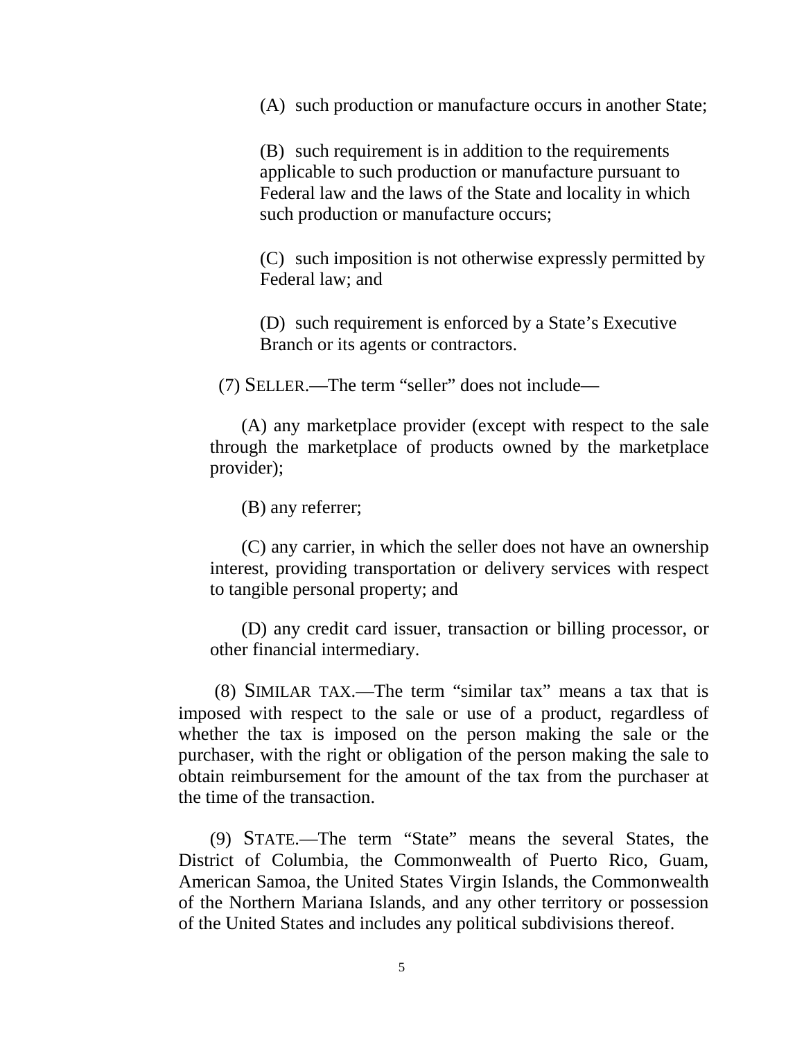(A) such production or manufacture occurs in another State;

(B) such requirement is in addition to the requirements applicable to such production or manufacture pursuant to Federal law and the laws of the State and locality in which such production or manufacture occurs;

(C) such imposition is not otherwise expressly permitted by Federal law; and

(D) such requirement is enforced by a State's Executive Branch or its agents or contractors.

(7) SELLER.—The term "seller" does not include—

(A) any marketplace provider (except with respect to the sale through the marketplace of products owned by the marketplace provider);

(B) any referrer;

(C) any carrier, in which the seller does not have an ownership interest, providing transportation or delivery services with respect to tangible personal property; and

(D) any credit card issuer, transaction or billing processor, or other financial intermediary.

(8) SIMILAR TAX.—The term "similar tax" means a tax that is imposed with respect to the sale or use of a product, regardless of whether the tax is imposed on the person making the sale or the purchaser, with the right or obligation of the person making the sale to obtain reimbursement for the amount of the tax from the purchaser at the time of the transaction.

(9) STATE.—The term "State" means the several States, the District of Columbia, the Commonwealth of Puerto Rico, Guam, American Samoa, the United States Virgin Islands, the Commonwealth of the Northern Mariana Islands, and any other territory or possession of the United States and includes any political subdivisions thereof.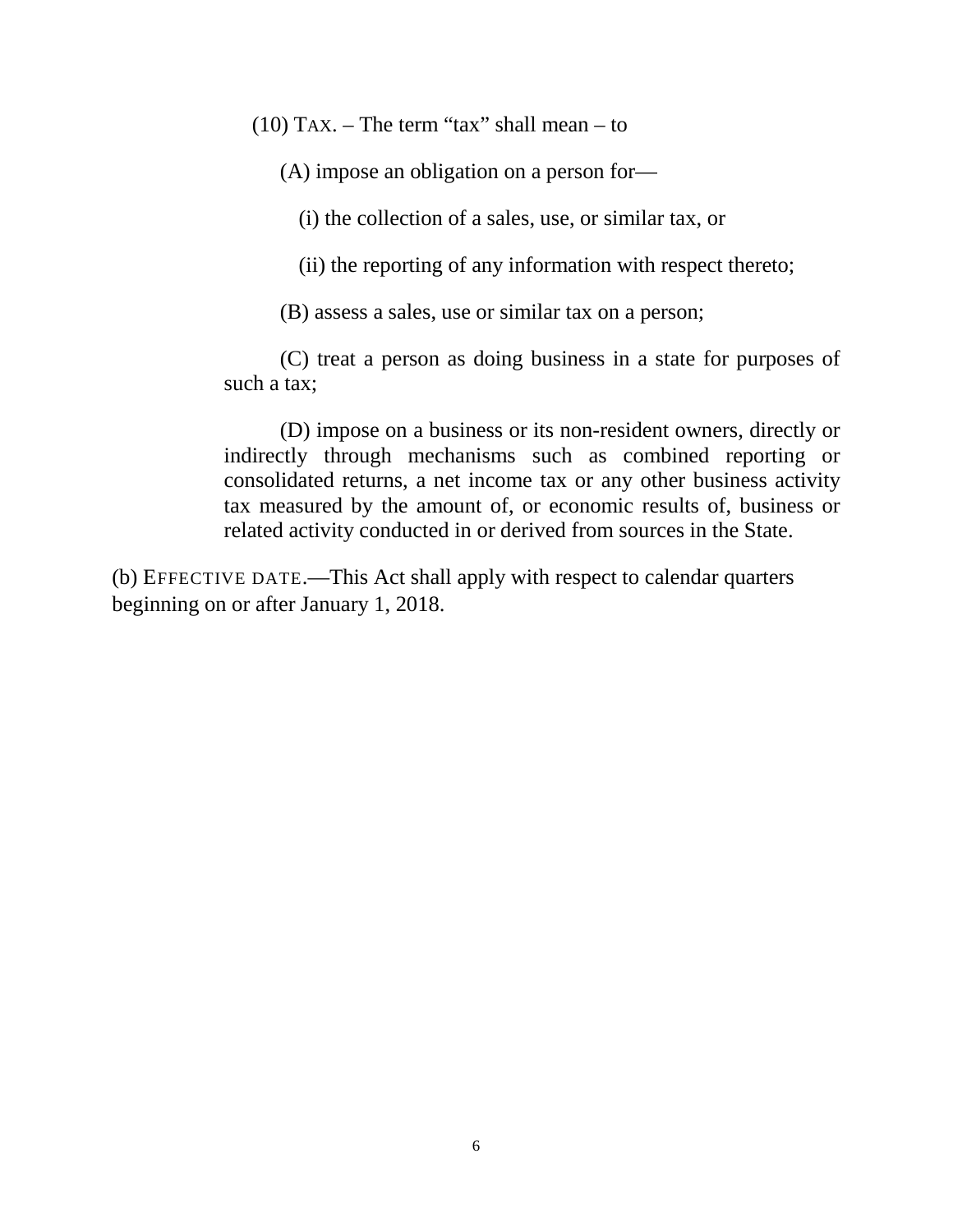(10) TAX. – The term “tax” shall mean – to

(A) impose an obligation on a person for—

(i) the collection of a sales, use, or similar tax, or

(ii) the reporting of any information with respect thereto;

(B) assess a sales, use or similar tax on a person;

(C) treat a person as doing business in a state for purposes of such a tax;

(D) impose on a business or its non-resident owners, directly or indirectly through mechanisms such as combined reporting or consolidated returns, a net income tax or any other business activity tax measured by the amount of, or economic results of, business or related activity conducted in or derived from sources in the State.

(b) EFFECTIVE DATE.—This Act shall apply with respect to calendar quarters beginning on or after January 1, 2018.